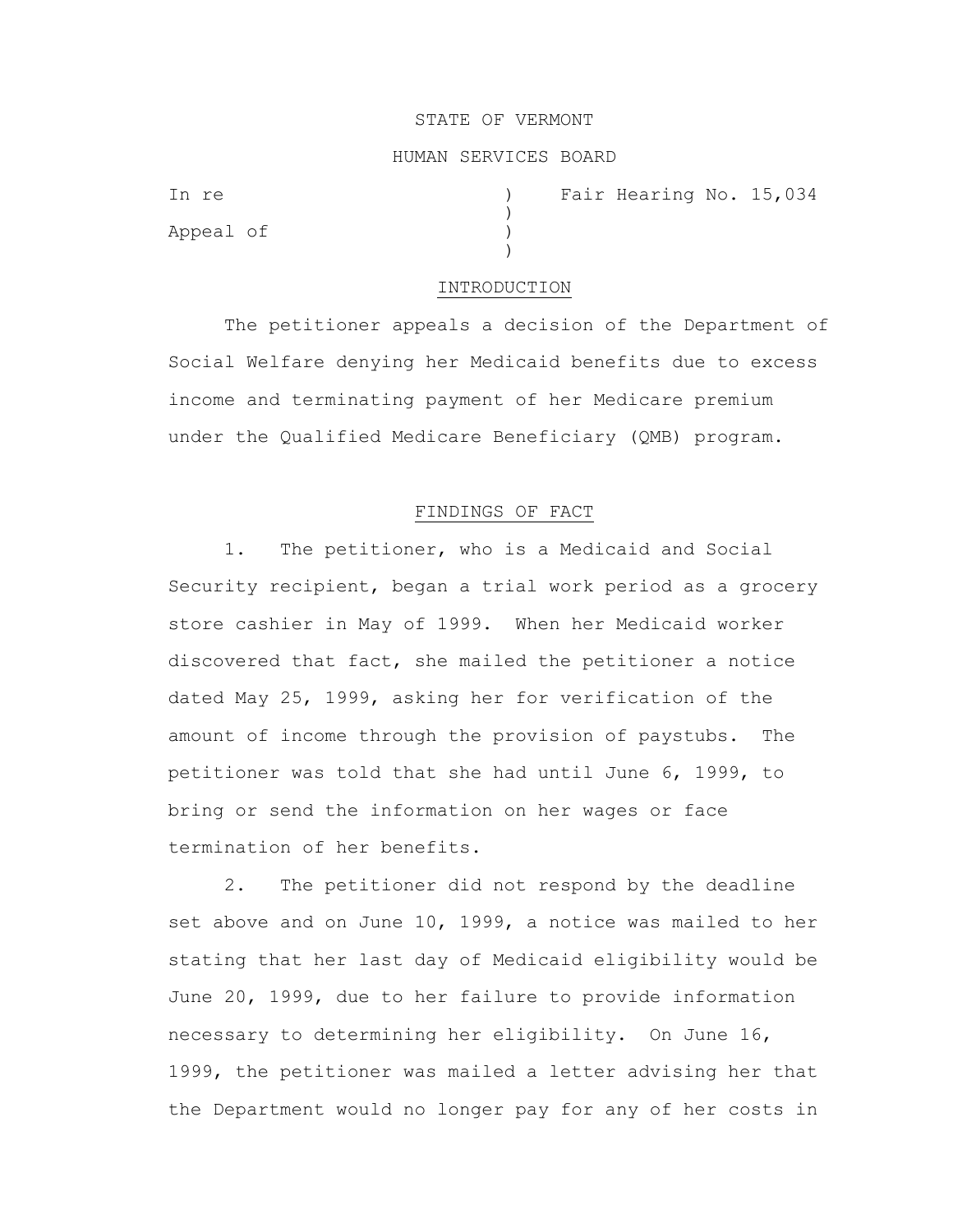STATE OF VERMONT

HUMAN SERVICES BOARD

In re ) Fair Hearing No. 15,034
)
Appeal of )
)

## INTRODUCTION

The petitioner appeals a decision of the Department of Social Welfare denying her Medicaid benefits due to excess income and terminating payment of her Medicare premium under the Qualified Medicare Beneficiary (QMB) program.

## FINDINGS OF FACT

1. The petitioner, who is a Medicaid and Social Security recipient, began a trial work period as a grocery store cashier in May of 1999. When her Medicaid worker discovered that fact, she mailed the petitioner a notice dated May 25, 1999, asking her for verification of the amount of income through the provision of paystubs. The petitioner was told that she had until June 6, 1999, to bring or send the information on her wages or face termination of her benefits.

2. The petitioner did not respond by the deadline set above and on June 10, 1999, a notice was mailed to her stating that her last day of Medicaid eligibility would be June 20, 1999, due to her failure to provide information necessary to determining her eligibility. On June 16, 1999, the petitioner was mailed a letter advising her that the Department would no longer pay for any of her costs in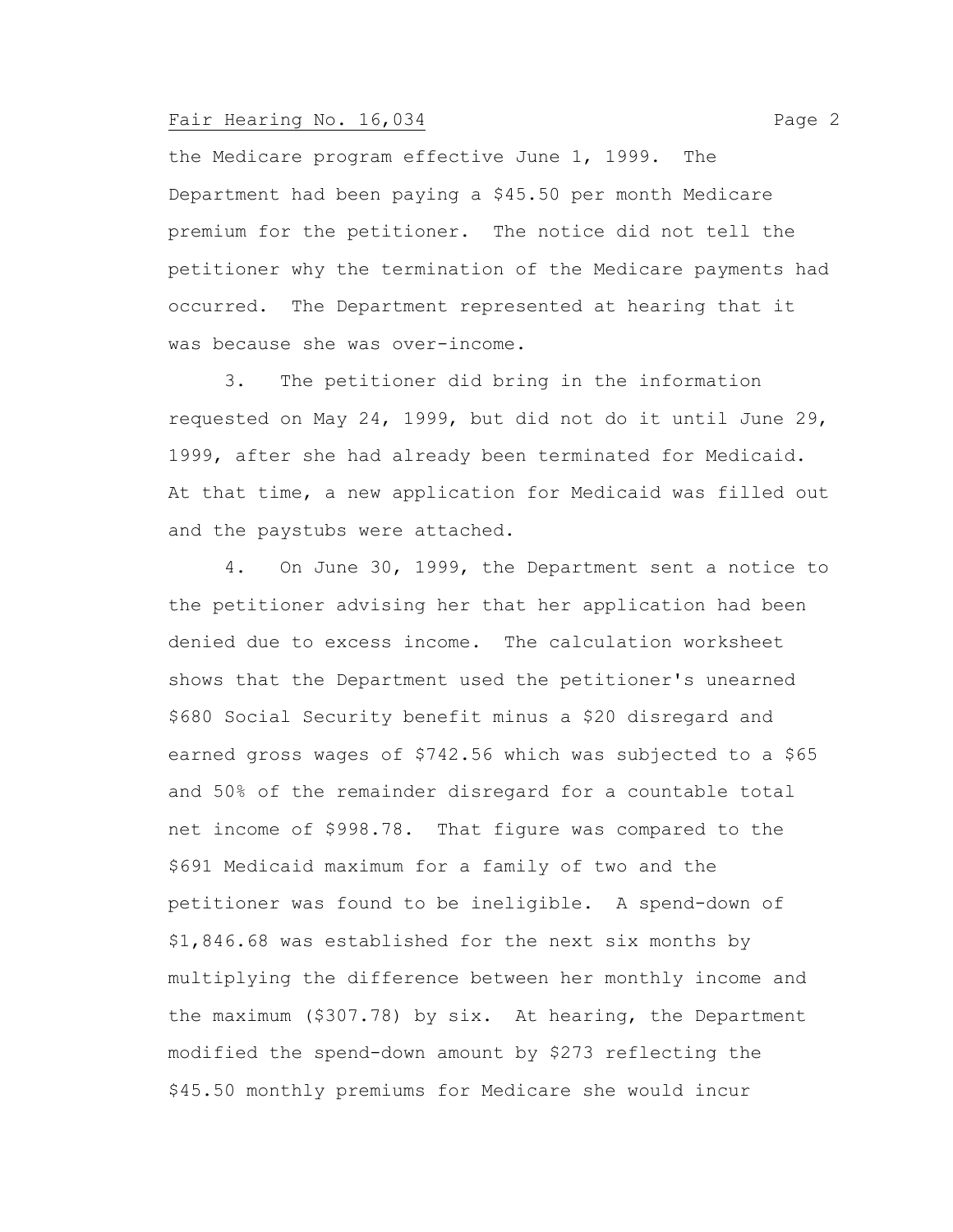the Medicare program effective June 1, 1999. The Department had been paying a $45.50 per month Medicare premium for the petitioner. The notice did not tell the petitioner why the termination of the Medicare payments had occurred. The Department represented at hearing that it was because she was over-income.

3. The petitioner did bring in the information requested on May 24, 1999, but did not do it until June 29, 1999, after she had already been terminated for Medicaid. At that time, a new application for Medicaid was filled out and the paystubs were attached.

4. On June 30, 1999, the Department sent a notice to the petitioner advising her that her application had been denied due to excess income. The calculation worksheet shows that the Department used the petitioner's unearned $680 Social Security benefit minus a $20 disregard and earned gross wages of $742.56 which was subjected to a $65 and 50% of the remainder disregard for a countable total net income of $998.78. That figure was compared to the $691 Medicaid maximum for a family of two and the petitioner was found to be ineligible. A spend-down of $1,846.68 was established for the next six months by multiplying the difference between her monthly income and the maximum ($307.78) by six. At hearing, the Department modified the spend-down amount by $273 reflecting the $45.50 monthly premiums for Medicare she would incur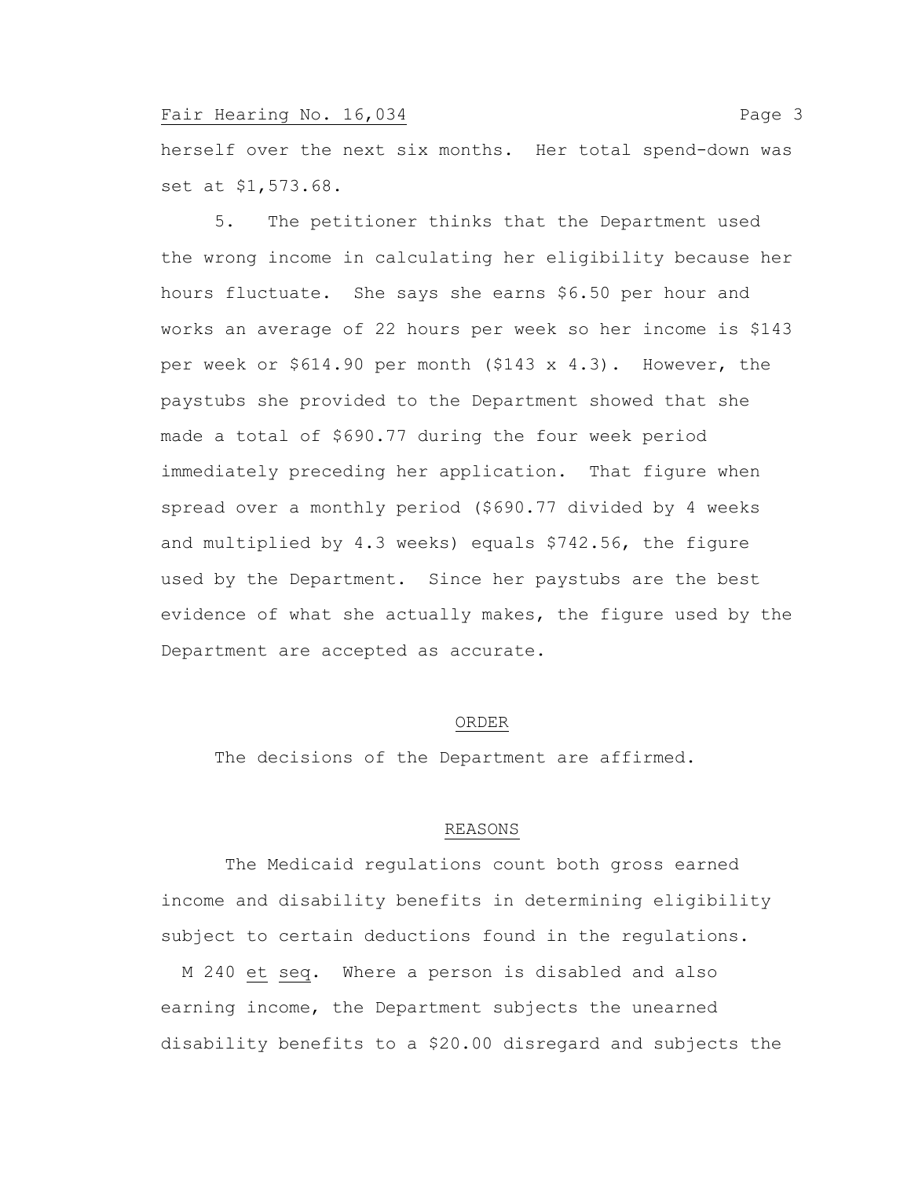herself over the next six months. Her total spend-down was set at $1,573.68.

5. The petitioner thinks that the Department used the wrong income in calculating her eligibility because her hours fluctuate. She says she earns $6.50 per hour and works an average of 22 hours per week so her income is $143 per week or $614.90 per month ($143 x 4.3). However, the paystubs she provided to the Department showed that she made a total of $690.77 during the four week period immediately preceding her application. That figure when spread over a monthly period ($690.77 divided by 4 weeks and multiplied by 4.3 weeks) equals $742.56, the figure used by the Department. Since her paystubs are the best evidence of what she actually makes, the figure used by the Department are accepted as accurate.

## ORDER

The decisions of the Department are affirmed.

## REASONS

The Medicaid regulations count both gross earned income and disability benefits in determining eligibility subject to certain deductions found in the regulations. M 240 *et seq*. Where a person is disabled and also earning income, the Department subjects the unearned disability benefits to a $20.00 disregard and subjects the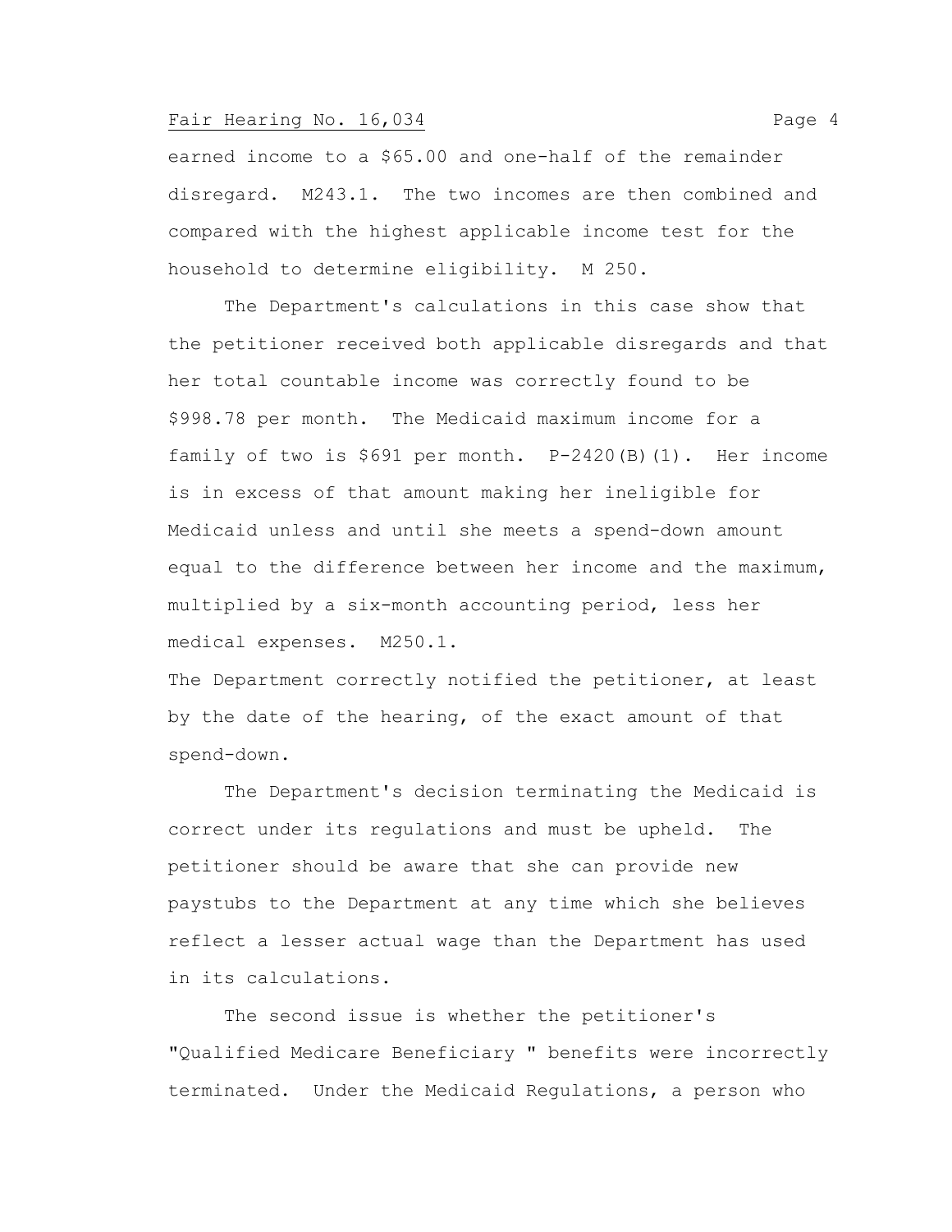earned income to a \$65.00 and one-half of the remainder disregard. M243.1. The two incomes are then combined and compared with the highest applicable income test for the household to determine eligibility. M 250.

The Department's calculations in this case show that the petitioner received both applicable disregards and that her total countable income was correctly found to be \$998.78 per month. The Medicaid maximum income for a family of two is \$691 per month. P-2420(B)(1). Her income is in excess of that amount making her ineligible for Medicaid unless and until she meets a spend-down amount equal to the difference between her income and the maximum, multiplied by a six-month accounting period, less her medical expenses. M250.1.

The Department correctly notified the petitioner, at least by the date of the hearing, of the exact amount of that spend-down.

The Department's decision terminating the Medicaid is correct under its regulations and must be upheld. The petitioner should be aware that she can provide new paystubs to the Department at any time which she believes reflect a lesser actual wage than the Department has used in its calculations.

The second issue is whether the petitioner's "Qualified Medicare Beneficiary " benefits were incorrectly terminated. Under the Medicaid Regulations, a person who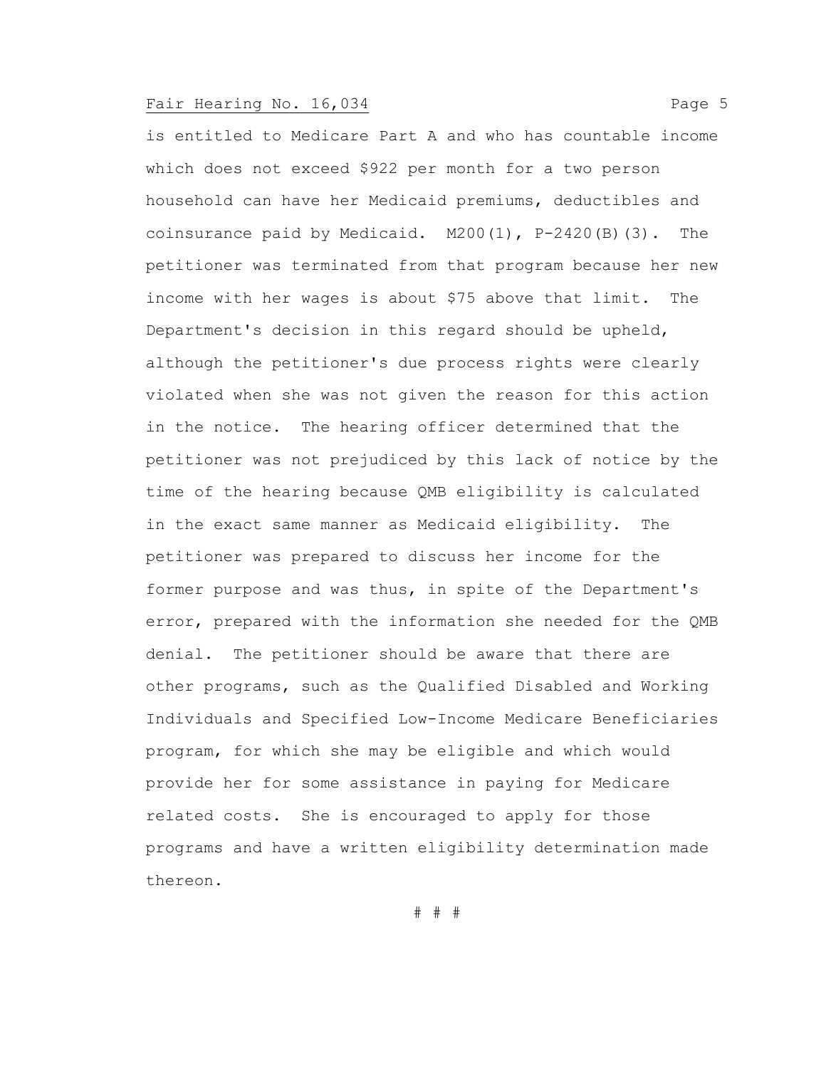is entitled to Medicare Part A and who has countable income which does not exceed $922 per month for a two person household can have her Medicaid premiums, deductibles and coinsurance paid by Medicaid. M200(1), P-2420(B)(3). The petitioner was terminated from that program because her new income with her wages is about $75 above that limit. The Department's decision in this regard should be upheld, although the petitioner's due process rights were clearly violated when she was not given the reason for this action in the notice. The hearing officer determined that the petitioner was not prejudiced by this lack of notice by the time of the hearing because QMB eligibility is calculated in the exact same manner as Medicaid eligibility. The petitioner was prepared to discuss her income for the former purpose and was thus, in spite of the Department's error, prepared with the information she needed for the QMB denial. The petitioner should be aware that there are other programs, such as the Qualified Disabled and Working Individuals and Specified Low-Income Medicare Beneficiaries program, for which she may be eligible and which would provide her for some assistance in paying for Medicare related costs. She is encouraged to apply for those programs and have a written eligibility determination made thereon.

# # #